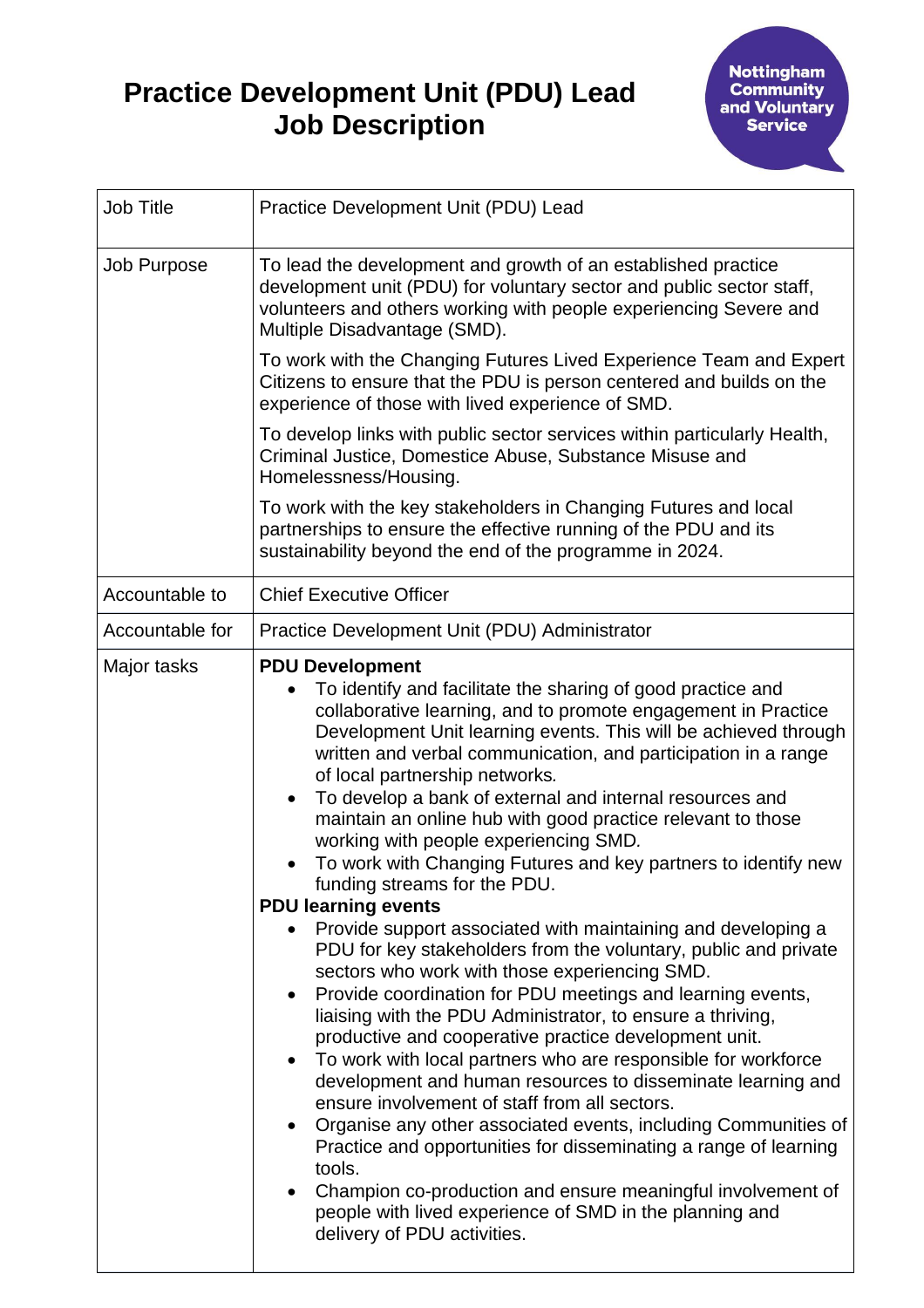# Practice Development Unit (PDU) Lead Job Description

Nottingham Community and Voluntary Service

| | |
|---|---|
| Job Title | Practice Development Unit (PDU) Lead |
| Job Purpose | To lead the development and growth of an established practice development unit (PDU) for voluntary sector and public sector staff, volunteers and others working with people experiencing Severe and Multiple Disadvantage (SMD).<br><br>To work with the Changing Futures Lived Experience Team and Expert Citizens to ensure that the PDU is person centered and builds on the experience of those with lived experience of SMD.<br><br>To develop links with public sector services within particularly Health, Criminal Justice, Domestice Abuse, Substance Misuse and Homelessness/Housing.<br><br>To work with the key stakeholders in Changing Futures and local partnerships to ensure the effective running of the PDU and its sustainability beyond the end of the programme in 2024. |
| Accountable to | Chief Executive Officer |
| Accountable for | Practice Development Unit (PDU) Administrator |
| Major tasks | **PDU Development**<br>• To identify and facilitate the sharing of good practice and collaborative learning, and to promote engagement in Practice Development Unit learning events. This will be achieved through written and verbal communication, and participation in a range of local partnership networks.<br>• To develop a bank of external and internal resources and maintain an online hub with good practice relevant to those working with people experiencing SMD.<br>• To work with Changing Futures and key partners to identify new funding streams for the PDU.<br>**PDU learning events**<br>• Provide support associated with maintaining and developing a PDU for key stakeholders from the voluntary, public and private sectors who work with those experiencing SMD.<br>• Provide coordination for PDU meetings and learning events, liaising with the PDU Administrator, to ensure a thriving, productive and cooperative practice development unit.<br>• To work with local partners who are responsible for workforce development and human resources to disseminate learning and ensure involvement of staff from all sectors.<br>• Organise any other associated events, including Communities of Practice and opportunities for disseminating a range of learning tools.<br>• Champion co-production and ensure meaningful involvement of people with lived experience of SMD in the planning and delivery of PDU activities. |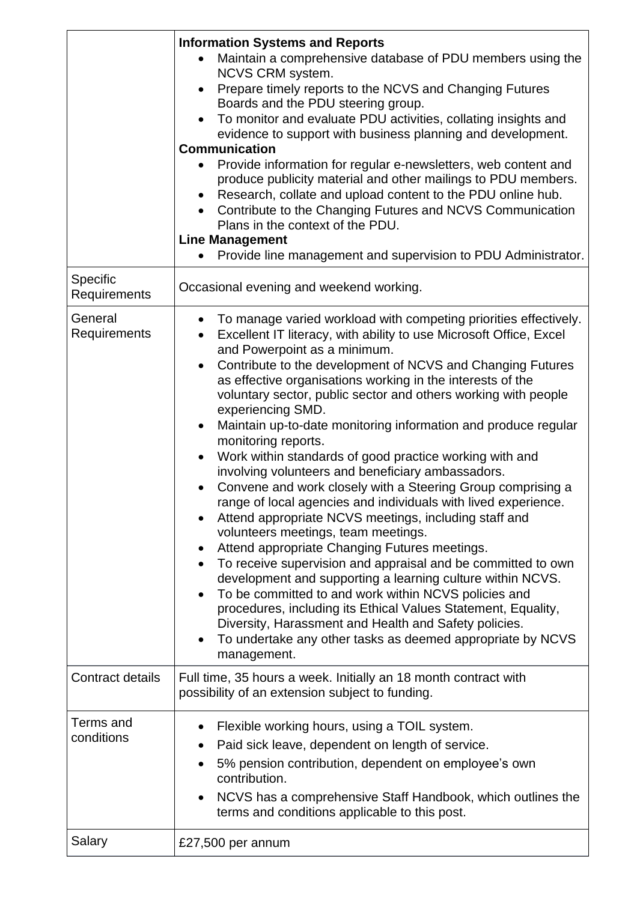| | |
|---|---|
| | **Information Systems and Reports**<br>• Maintain a comprehensive database of PDU members using the NCVS CRM system.<br>• Prepare timely reports to the NCVS and Changing Futures Boards and the PDU steering group.<br>• To monitor and evaluate PDU activities, collating insights and evidence to support with business planning and development.<br>**Communication**<br>• Provide information for regular e-newsletters, web content and produce publicity material and other mailings to PDU members.<br>• Research, collate and upload content to the PDU online hub.<br>• Contribute to the Changing Futures and NCVS Communication Plans in the context of the PDU.<br>**Line Management**<br>• Provide line management and supervision to PDU Administrator. |
| Specific Requirements | Occasional evening and weekend working. |
| General Requirements | • To manage varied workload with competing priorities effectively.<br>• Excellent IT literacy, with ability to use Microsoft Office, Excel and Powerpoint as a minimum.<br>• Contribute to the development of NCVS and Changing Futures as effective organisations working in the interests of the voluntary sector, public sector and others working with people experiencing SMD.<br>• Maintain up-to-date monitoring information and produce regular monitoring reports.<br>• Work within standards of good practice working with and involving volunteers and beneficiary ambassadors.<br>• Convene and work closely with a Steering Group comprising a range of local agencies and individuals with lived experience.<br>• Attend appropriate NCVS meetings, including staff and volunteers meetings, team meetings.<br>• Attend appropriate Changing Futures meetings.<br>• To receive supervision and appraisal and be committed to own development and supporting a learning culture within NCVS.<br>• To be committed to and work within NCVS policies and procedures, including its Ethical Values Statement, Equality, Diversity, Harassment and Health and Safety policies.<br>• To undertake any other tasks as deemed appropriate by NCVS management. |
| Contract details | Full time, 35 hours a week. Initially an 18 month contract with possibility of an extension subject to funding. |
| Terms and conditions | • Flexible working hours, using a TOIL system.<br>• Paid sick leave, dependent on length of service.<br>• 5% pension contribution, dependent on employee's own contribution.<br>• NCVS has a comprehensive Staff Handbook, which outlines the terms and conditions applicable to this post. |
| Salary | £27,500 per annum |